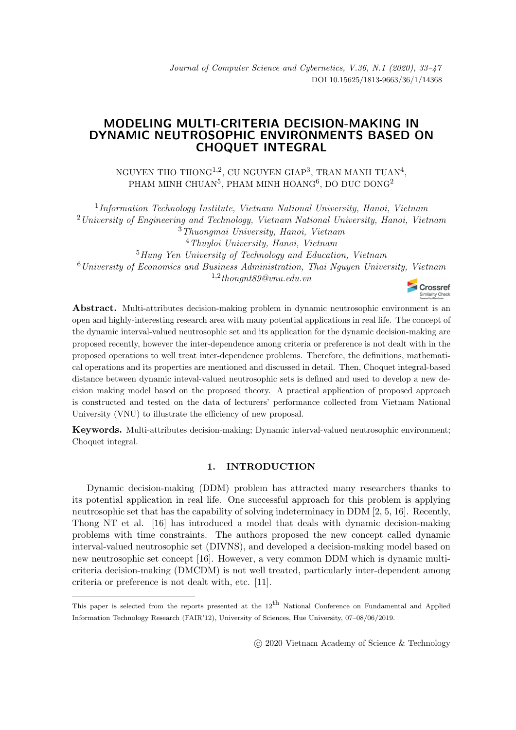# MODELING MULTI-CRITERIA DECISION-MAKING IN DYNAMIC NEUTROSOPHIC ENVIRONMENTS BASED ON CHOQUET INTEGRAL

NGUYEN THO THONG[1,2], CU NGUYEN GIAP[3], TRAN MANH TUAN[4], PHAM MINH CHUAN[5], PHAM MINH HOANG[6], DO DUC DONG[2]

[1] *Information Technology Institute, Vietnam National University, Hanoi, Vietnam*
[2] *University of Engineering and Technology, Vietnam National University, Hanoi, Vietnam*
[3] *Thuongmai University, Hanoi, Vietnam*
[4] *Thuyloi University, Hanoi, Vietnam*
[5] *Hung Yen University of Technology and Education, Vietnam*
[6] *University of Economics and Business Administration, Thai Nguyen University, Vietnam*
[1,2] *thongnt89@vnu.edu.vn*

**Abstract.** Multi-attributes decision-making problem in dynamic neutrosophic environment is an open and highly-interesting research area with many potential applications in real life. The concept of the dynamic interval-valued neutrosophic set and its application for the dynamic decision-making are proposed recently, however the inter-dependence among criteria or preference is not dealt with in the proposed operations to well treat inter-dependence problems. Therefore, the definitions, mathematical operations and its properties are mentioned and discussed in detail. Then, Choquet integral-based distance between dynamic inteval-valued neutrosophic sets is defined and used to develop a new decision making model based on the proposed theory. A practical application of proposed approach is constructed and tested on the data of lecturers' performance collected from Vietnam National University (VNU) to illustrate the efficiency of new proposal.

**Keywords.** Multi-attributes decision-making; Dynamic interval-valued neutrosophic environment; Choquet integral.

## 1. INTRODUCTION

Dynamic decision-making (DDM) problem has attracted many researchers thanks to its potential application in real life. One successful approach for this problem is applying neutrosophic set that has the capability of solving indeterminacy in DDM [2, 5, 16]. Recently, Thong NT et al. [16] has introduced a model that deals with dynamic decision-making problems with time constraints. The authors proposed the new concept called dynamic interval-valued neutrosophic set (DIVNS), and developed a decision-making model based on new neutrosophic set concept [16]. However, a very common DDM which is dynamic multi-criteria decision-making (DMCDM) is not well treated, particularly inter-dependent among criteria or preference is not dealt with, etc. [11].

This paper is selected from the reports presented at the 12[th] National Conference on Fundamental and Applied Information Technology Research (FAIR'12), University of Sciences, Hue University, 07–08/06/2019.

© 2020 Vietnam Academy of Science & Technology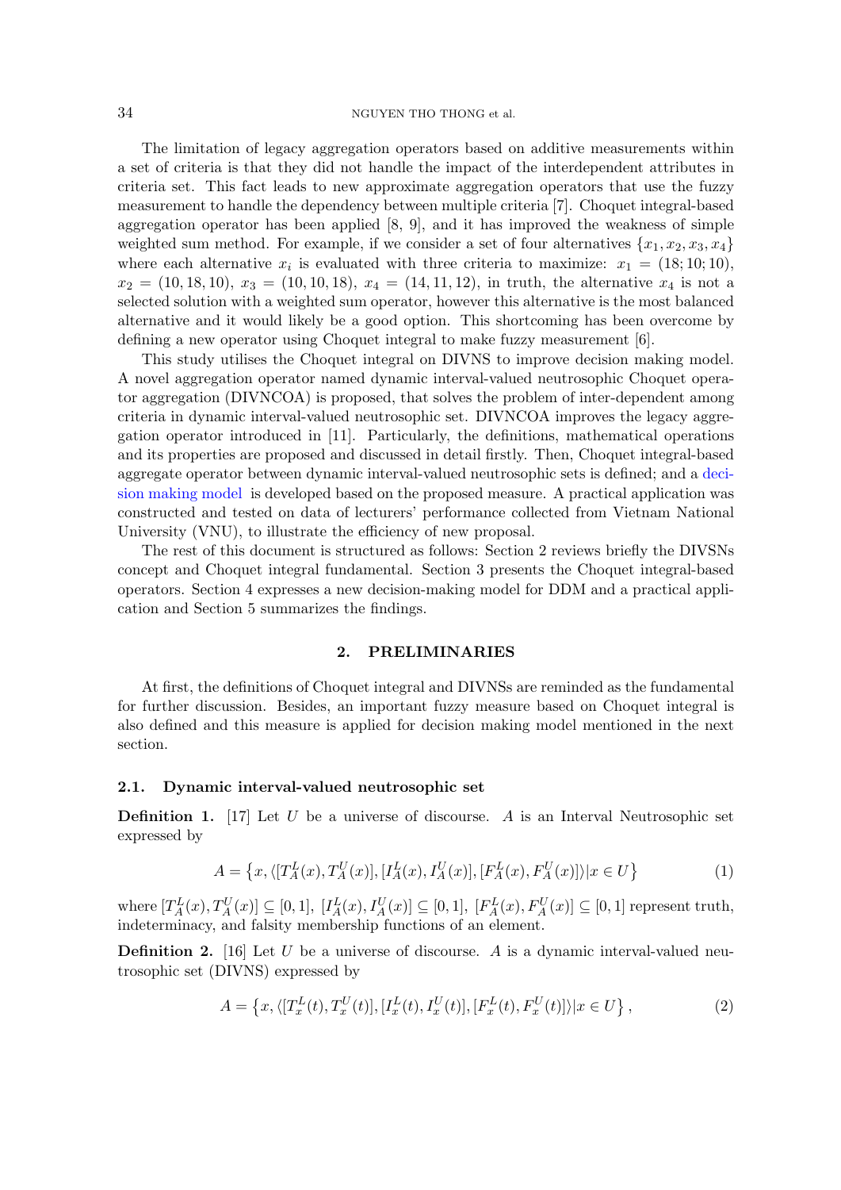The limitation of legacy aggregation operators based on additive measurements within a set of criteria is that they did not handle the impact of the interdependent attributes in criteria set. This fact leads to new approximate aggregation operators that use the fuzzy measurement to handle the dependency between multiple criteria [7]. Choquet integral-based aggregation operator has been applied [8, 9], and it has improved the weakness of simple weighted sum method. For example, if we consider a set of four alternatives $\{x_1, x_2, x_3, x_4\}$ where each alternative $x_i$ is evaluated with three criteria to maximize: $x_1 = (18; 10; 10)$, $x_2 = (10, 18, 10)$, $x_3 = (10, 10, 18)$, $x_4 = (14, 11, 12)$, in truth, the alternative $x_4$ is not a selected solution with a weighted sum operator, however this alternative is the most balanced alternative and it would likely be a good option. This shortcoming has been overcome by defining a new operator using Choquet integral to make fuzzy measurement [6].

This study utilises the Choquet integral on DIVNS to improve decision making model. A novel aggregation operator named dynamic interval-valued neutrosophic Choquet operator aggregation (DIVNCOA) is proposed, that solves the problem of inter-dependent among criteria in dynamic interval-valued neutrosophic set. DIVNCOA improves the legacy aggregation operator introduced in [11]. Particularly, the definitions, mathematical operations and its properties are proposed and discussed in detail firstly. Then, Choquet integral-based aggregate operator between dynamic interval-valued neutrosophic sets is defined; and a decision making model is developed based on the proposed measure. A practical application was constructed and tested on data of lecturers' performance collected from Vietnam National University (VNU), to illustrate the efficiency of new proposal.

The rest of this document is structured as follows: Section 2 reviews briefly the DIVSNs concept and Choquet integral fundamental. Section 3 presents the Choquet integral-based operators. Section 4 expresses a new decision-making model for DDM and a practical application and Section 5 summarizes the findings.

## 2. PRELIMINARIES

At first, the definitions of Choquet integral and DIVNSs are reminded as the fundamental for further discussion. Besides, an important fuzzy measure based on Choquet integral is also defined and this measure is applied for decision making model mentioned in the next section.

### 2.1. Dynamic interval-valued neutrosophic set

**Definition 1.** [17] Let $U$ be a universe of discourse. $A$ is an Interval Neutrosophic set expressed by

$$A = \left\{x, \langle [T_A^L(x), T_A^U(x)], [I_A^L(x), I_A^U(x)], [F_A^L(x), F_A^U(x)] \rangle | x \in U \right\} \tag{1}$$

where $[T_A^L(x), T_A^U(x)] \subseteq [0, 1]$, $[I_A^L(x), I_A^U(x)] \subseteq [0, 1]$, $[F_A^L(x), F_A^U(x)] \subseteq [0, 1]$ represent truth, indeterminacy, and falsity membership functions of an element.

**Definition 2.** [16] Let $U$ be a universe of discourse. $A$ is a dynamic interval-valued neutrosophic set (DIVNS) expressed by

$$A = \left\{x, \langle [T_x^L(t), T_x^U(t)], [I_x^L(t), I_x^U(t)], [F_x^L(t), F_x^U(t)] \rangle | x \in U \right\}, \tag{2}$$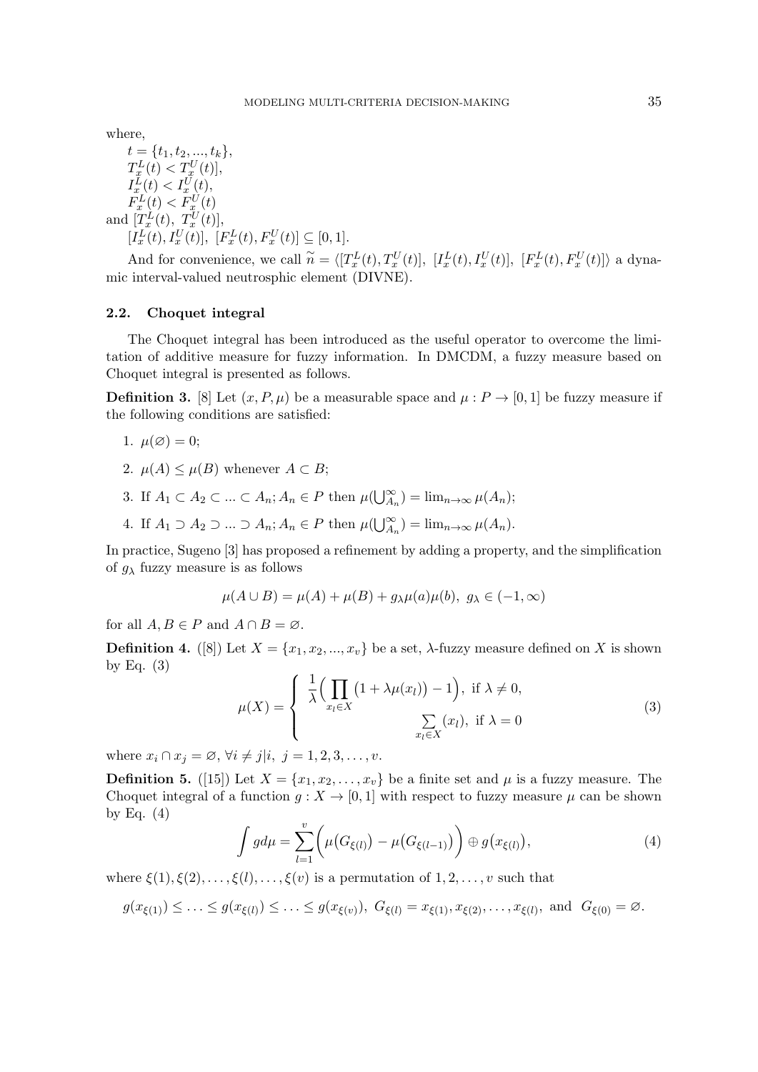where,

$t = \{t_1, t_2, ..., t_k\}$,
$T_x^L(t) < T_x^U(t)]$,
$I_x^L(t) < I_x^U(t)$,
$F_x^L(t) < F_x^U(t)$
and $[T_x^L(t),\ T_x^U(t)]$,
$[I_x^L(t), I_x^U(t)],\ [F_x^L(t), F_x^U(t)] \subseteq [0, 1]$.

And for convenience, we call $\widetilde{n} = \langle [T_x^L(t), T_x^U(t)],\ [I_x^L(t), I_x^U(t)],\ [F_x^L(t), F_x^U(t)] \rangle$ a dynamic interval-valued neutrosphic element (DIVNE).

### 2.2. Choquet integral

The Choquet integral has been introduced as the useful operator to overcome the limitation of additive measure for fuzzy information. In DMCDM, a fuzzy measure based on Choquet integral is presented as follows.

**Definition 3.** [8] Let $(x, P, \mu)$ be a measurable space and $\mu : P \to [0, 1]$ be fuzzy measure if the following conditions are satisfied:

1. $\mu(\varnothing) = 0$;
2. $\mu(A) \leq \mu(B)$ whenever $A \subset B$;
3. If $A_1 \subset A_2 \subset ... \subset A_n; A_n \in P$ then $\mu(\bigcup_{A_n}^{\infty}) = \lim_{n\to\infty} \mu(A_n)$;
4. If $A_1 \supset A_2 \supset ... \supset A_n; A_n \in P$ then $\mu(\bigcup_{A_n}^{\infty}) = \lim_{n\to\infty} \mu(A_n)$.

In practice, Sugeno [3] has proposed a refinement by adding a property, and the simplification of $g_\lambda$ fuzzy measure is as follows

$$\mu(A \cup B) = \mu(A) + \mu(B) + g_\lambda \mu(a)\mu(b),\ g_\lambda \in (-1, \infty)$$

for all $A, B \in P$ and $A \cap B = \varnothing$.

**Definition 4.** ([8]) Let $X = \{x_1, x_2, ..., x_v\}$ be a set, $\lambda$-fuzzy measure defined on $X$ is shown by Eq. (3)

$$\mu(X) = \begin{cases} \dfrac{1}{\lambda}\Big( \prod\limits_{x_l \in X} \big(1 + \lambda\mu(x_l)\big) - 1 \Big), & \text{if } \lambda \neq 0, \\ \sum\limits_{x_l \in X} (x_l), & \text{if } \lambda = 0 \end{cases} \tag{3}$$

where $x_i \cap x_j = \varnothing,\ \forall i \neq j | i,\ j = 1, 2, 3, \ldots, v$.

**Definition 5.** ([15]) Let $X = \{x_1, x_2, \ldots, x_v\}$ be a finite set and $\mu$ is a fuzzy measure. The Choquet integral of a function $g : X \to [0, 1]$ with respect to fuzzy measure $\mu$ can be shown by Eq. (4)

$$\int g d\mu = \sum_{l=1}^{v} \Big( \mu\big(G_{\xi(l)}\big) - \mu\big(G_{\xi(l-1)}\big) \Big) \oplus g\big(x_{\xi(l)}\big), \tag{4}$$

where $\xi(1), \xi(2), \ldots, \xi(l), \ldots, \xi(v)$ is a permutation of $1, 2, \ldots, v$ such that

$$g(x_{\xi(1)}) \leq \ldots \leq g(x_{\xi(l)}) \leq \ldots \leq g(x_{\xi(v)}),\ G_{\xi(l)} = x_{\xi(1)}, x_{\xi(2)}, \ldots, x_{\xi(l)}, \text{ and } G_{\xi(0)} = \varnothing.$$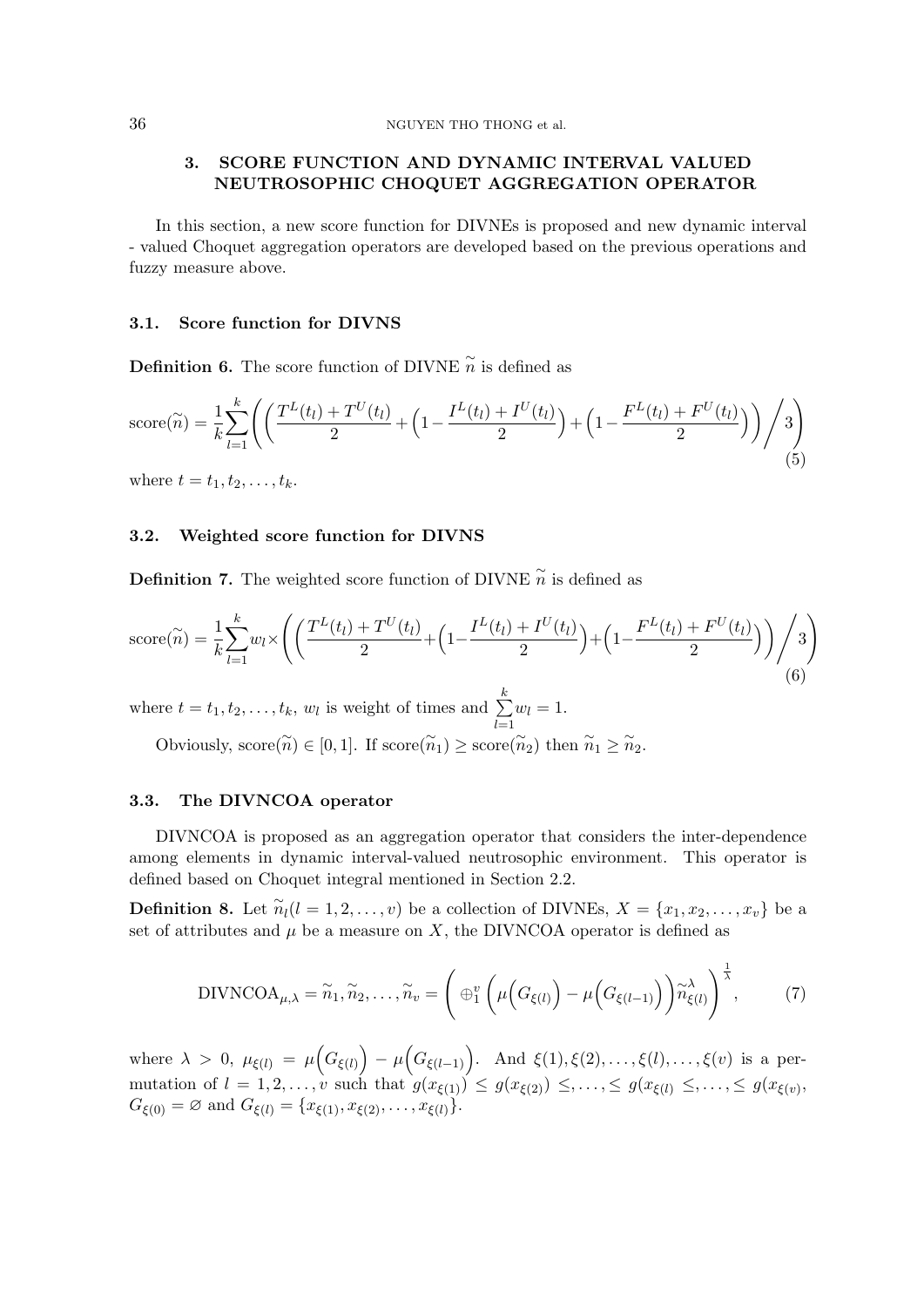## 3. SCORE FUNCTION AND DYNAMIC INTERVAL VALUED NEUTROSOPHIC CHOQUET AGGREGATION OPERATOR

In this section, a new score function for DIVNEs is proposed and new dynamic interval - valued Choquet aggregation operators are developed based on the previous operations and fuzzy measure above.

### 3.1. Score function for DIVNS

**Definition 6.** The score function of DIVNE $\widetilde{n}$ is defined as

$$\text{score}(\widetilde{n}) = \frac{1}{k}\sum_{l=1}^{k}\left(\left(\frac{T^L(t_l)+T^U(t_l)}{2}+\left(1-\frac{I^L(t_l)+I^U(t_l)}{2}\right)+\left(1-\frac{F^L(t_l)+F^U(t_l)}{2}\right)\right)\Big/3\right) \tag{5}$$

where $t = t_1, t_2, \ldots, t_k$.

### 3.2. Weighted score function for DIVNS

**Definition 7.** The weighted score function of DIVNE $\widetilde{n}$ is defined as

$$\text{score}(\widetilde{n}) = \frac{1}{k}\sum_{l=1}^{k}w_l\times\left(\left(\frac{T^L(t_l)+T^U(t_l)}{2}+\left(1-\frac{I^L(t_l)+I^U(t_l)}{2}\right)+\left(1-\frac{F^L(t_l)+F^U(t_l)}{2}\right)\right)\Big/3\right) \tag{6}$$

where $t = t_1, t_2, \ldots, t_k$, $w_l$ is weight of times and $\sum_{l=1}^{k} w_l = 1$.

Obviously, $\text{score}(\widetilde{n}) \in [0, 1]$. If $\text{score}(\widetilde{n}_1) \geq \text{score}(\widetilde{n}_2)$ then $\widetilde{n}_1 \geq \widetilde{n}_2$.

### 3.3. The DIVNCOA operator

DIVNCOA is proposed as an aggregation operator that considers the inter-dependence among elements in dynamic interval-valued neutrosophic environment. This operator is defined based on Choquet integral mentioned in Section 2.2.

**Definition 8.** Let $\widetilde{n}_l (l = 1, 2, \ldots, v)$ be a collection of DIVNEs, $X = \{x_1, x_2, \ldots, x_v\}$ be a set of attributes and $\mu$ be a measure on $X$, the DIVNCOA operator is defined as

$$\text{DIVNCOA}_{\mu,\lambda} = \widetilde{n}_1, \widetilde{n}_2, \ldots, \widetilde{n}_v = \left(\oplus_1^v \left(\mu\Big(G_{\xi(l)}\Big) - \mu\Big(G_{\xi(l-1)}\Big)\right)\widetilde{n}_{\xi(l)}^{\lambda}\right)^{\frac{1}{\lambda}}, \tag{7}$$

where $\lambda > 0$, $\mu_{\xi(l)} = \mu\Big(G_{\xi(l)}\Big) - \mu\Big(G_{\xi(l-1)}\Big)$. And $\xi(1), \xi(2), \ldots, \xi(l), \ldots, \xi(v)$ is a permutation of $l = 1, 2, \ldots, v$ such that $g(x_{\xi(1)}) \leq g(x_{\xi(2)}) \leq, \ldots, \leq g(x_{\xi(l)} \leq, \ldots, \leq g(x_{\xi(v)}$, $G_{\xi(0)} = \varnothing$ and $G_{\xi(l)} = \{x_{\xi(1)}, x_{\xi(2)}, \ldots, x_{\xi(l)}\}$.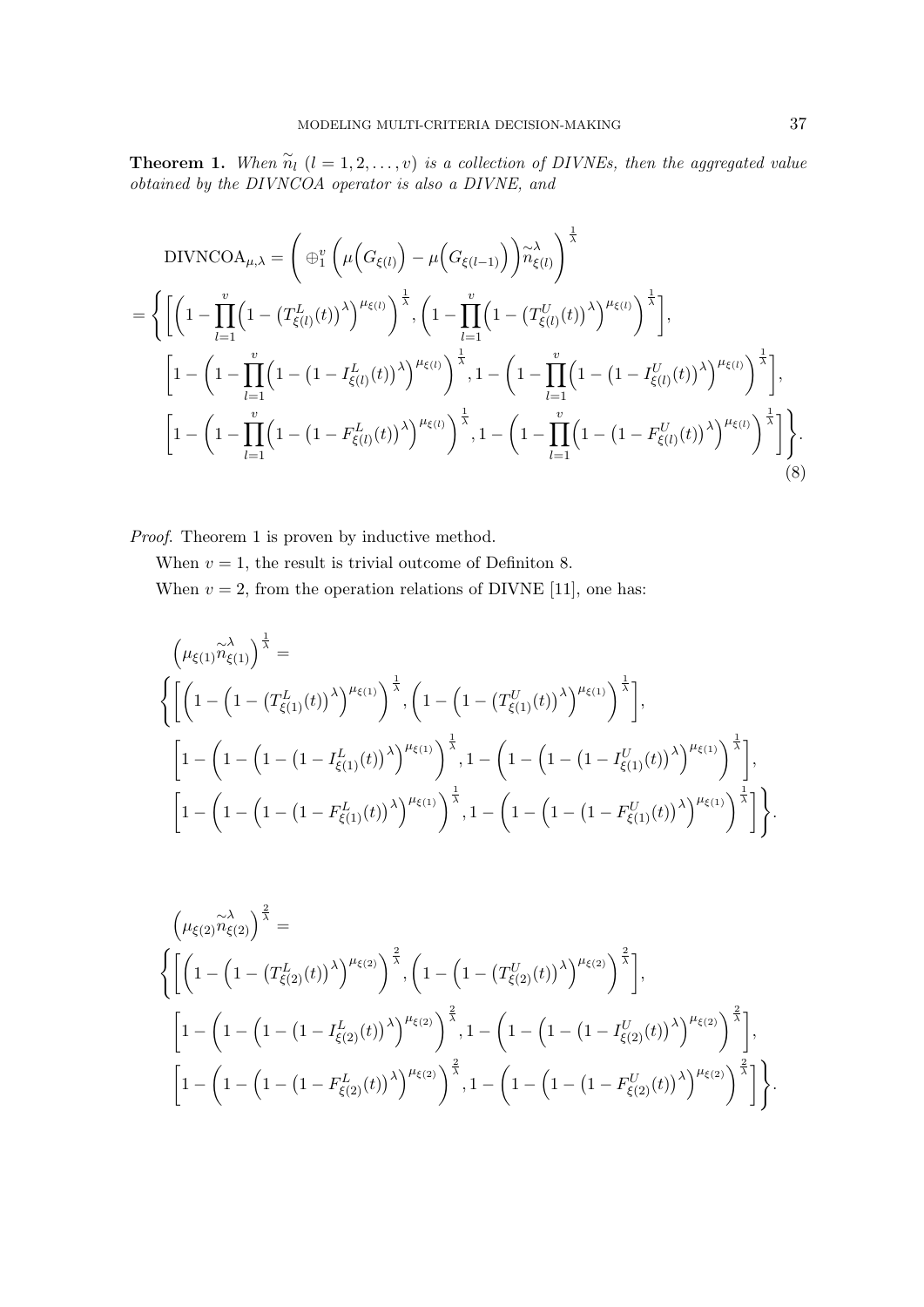**Theorem 1.** *When $\widetilde{n}_l$ $(l = 1, 2, \ldots, v)$ is a collection of DIVNEs, then the aggregated value obtained by the DIVNCOA operator is also a DIVNE, and*

$$
\begin{aligned}
&\mathrm{DIVNCOA}_{\mu,\lambda} = \left( \oplus_1^v \left( \mu\Big(G_{\xi(l)}\Big) - \mu\Big(G_{\xi(l-1)}\Big) \right) \widetilde{n}_{\xi(l)}^{\lambda} \right)^{\frac{1}{\lambda}} \\
&= \Bigg\{ \Bigg[ \bigg( 1 - \prod_{l=1}^{v} \Big( 1 - \big(T_{\xi(l)}^{L}(t)\big)^{\lambda} \Big)^{\mu_{\xi(l)}} \bigg)^{\frac{1}{\lambda}}, \bigg( 1 - \prod_{l=1}^{v} \Big( 1 - \big(T_{\xi(l)}^{U}(t)\big)^{\lambda} \Big)^{\mu_{\xi(l)}} \bigg)^{\frac{1}{\lambda}} \Bigg], \\
&\quad \Bigg[ 1 - \bigg( 1 - \prod_{l=1}^{v} \Big( 1 - \big(1 - I_{\xi(l)}^{L}(t)\big)^{\lambda} \Big)^{\mu_{\xi(l)}} \bigg)^{\frac{1}{\lambda}}, 1 - \bigg( 1 - \prod_{l=1}^{v} \Big( 1 - \big(1 - I_{\xi(l)}^{U}(t)\big)^{\lambda} \Big)^{\mu_{\xi(l)}} \bigg)^{\frac{1}{\lambda}} \Bigg], \\
&\quad \Bigg[ 1 - \bigg( 1 - \prod_{l=1}^{v} \Big( 1 - \big(1 - F_{\xi(l)}^{L}(t)\big)^{\lambda} \Big)^{\mu_{\xi(l)}} \bigg)^{\frac{1}{\lambda}}, 1 - \bigg( 1 - \prod_{l=1}^{v} \Big( 1 - \big(1 - F_{\xi(l)}^{U}(t)\big)^{\lambda} \Big)^{\mu_{\xi(l)}} \bigg)^{\frac{1}{\lambda}} \Bigg] \Bigg\}.
\end{aligned}
\tag{8}
$$

*Proof.* Theorem 1 is proven by inductive method.

When $v = 1$, the result is trivial outcome of Definiton 8.

When $v = 2$, from the operation relations of DIVNE [11], one has:

$$
\begin{aligned}
&\Big( \mu_{\xi(1)} \widetilde{n}_{\xi(1)}^{\lambda} \Big)^{\frac{1}{\lambda}} = \\
&\Bigg\{ \Bigg[ \bigg( 1 - \Big( 1 - \big(T_{\xi(1)}^{L}(t)\big)^{\lambda} \Big)^{\mu_{\xi(1)}} \bigg)^{\frac{1}{\lambda}}, \bigg( 1 - \Big( 1 - \big(T_{\xi(1)}^{U}(t)\big)^{\lambda} \Big)^{\mu_{\xi(1)}} \bigg)^{\frac{1}{\lambda}} \Bigg], \\
&\quad \Bigg[ 1 - \bigg( 1 - \Big( 1 - \big(1 - I_{\xi(1)}^{L}(t)\big)^{\lambda} \Big)^{\mu_{\xi(1)}} \bigg)^{\frac{1}{\lambda}}, 1 - \bigg( 1 - \Big( 1 - \big(1 - I_{\xi(1)}^{U}(t)\big)^{\lambda} \Big)^{\mu_{\xi(1)}} \bigg)^{\frac{1}{\lambda}} \Bigg], \\
&\quad \Bigg[ 1 - \bigg( 1 - \Big( 1 - \big(1 - F_{\xi(1)}^{L}(t)\big)^{\lambda} \Big)^{\mu_{\xi(1)}} \bigg)^{\frac{1}{\lambda}}, 1 - \bigg( 1 - \Big( 1 - \big(1 - F_{\xi(1)}^{U}(t)\big)^{\lambda} \Big)^{\mu_{\xi(1)}} \bigg)^{\frac{1}{\lambda}} \Bigg] \Bigg\}.
\end{aligned}
$$

$$
\begin{aligned}
&\Big( \mu_{\xi(2)} \widetilde{n}_{\xi(2)}^{\lambda} \Big)^{\frac{2}{\lambda}} = \\
&\Bigg\{ \Bigg[ \bigg( 1 - \Big( 1 - \big(T_{\xi(2)}^{L}(t)\big)^{\lambda} \Big)^{\mu_{\xi(2)}} \bigg)^{\frac{2}{\lambda}}, \bigg( 1 - \Big( 1 - \big(T_{\xi(2)}^{U}(t)\big)^{\lambda} \Big)^{\mu_{\xi(2)}} \bigg)^{\frac{2}{\lambda}} \Bigg], \\
&\quad \Bigg[ 1 - \bigg( 1 - \Big( 1 - \big(1 - I_{\xi(2)}^{L}(t)\big)^{\lambda} \Big)^{\mu_{\xi(2)}} \bigg)^{\frac{2}{\lambda}}, 1 - \bigg( 1 - \Big( 1 - \big(1 - I_{\xi(2)}^{U}(t)\big)^{\lambda} \Big)^{\mu_{\xi(2)}} \bigg)^{\frac{2}{\lambda}} \Bigg], \\
&\quad \Bigg[ 1 - \bigg( 1 - \Big( 1 - \big(1 - F_{\xi(2)}^{L}(t)\big)^{\lambda} \Big)^{\mu_{\xi(2)}} \bigg)^{\frac{2}{\lambda}}, 1 - \bigg( 1 - \Big( 1 - \big(1 - F_{\xi(2)}^{U}(t)\big)^{\lambda} \Big)^{\mu_{\xi(2)}} \bigg)^{\frac{2}{\lambda}} \Bigg] \Bigg\}.
\end{aligned}
$$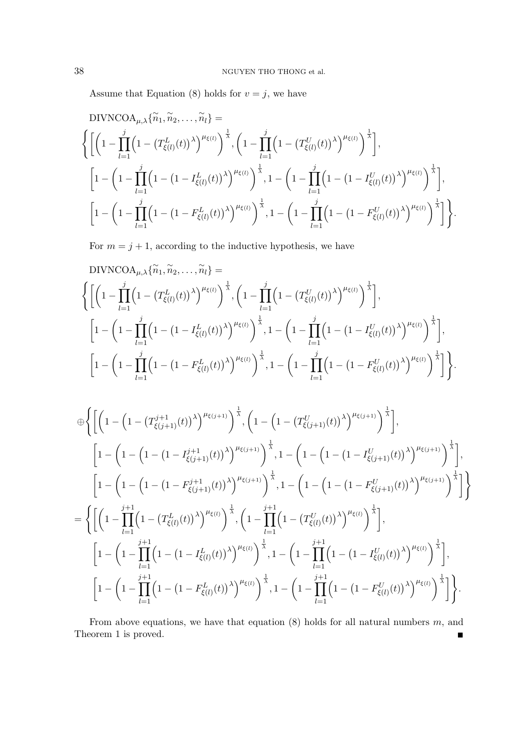Assume that Equation (8) holds for $v = j$, we have

$$\text{DIVNCOA}_{\mu,\lambda}\{\widetilde{n}_1, \widetilde{n}_2, \ldots, \widetilde{n}_l\} =$$

$$\Bigg\{\Bigg[\Big(1-\prod_{l=1}^{j}\Big(1-\big(T^L_{\xi(l)}(t)\big)^{\lambda}\Big)^{\mu_{\xi(l)}}\Big)^{\frac{1}{\lambda}}, \Big(1-\prod_{l=1}^{j}\Big(1-\big(T^U_{\xi(l)}(t)\big)^{\lambda}\Big)^{\mu_{\xi(l)}}\Big)^{\frac{1}{\lambda}}\Bigg],$$

$$\Bigg[1-\Big(1-\prod_{l=1}^{j}\Big(1-\big(1-I^L_{\xi(l)}(t)\big)^{\lambda}\Big)^{\mu_{\xi(l)}}\Big)^{\frac{1}{\lambda}}, 1-\Big(1-\prod_{l=1}^{j}\Big(1-\big(1-I^U_{\xi(l)}(t)\big)^{\lambda}\Big)^{\mu_{\xi(l)}}\Big)^{\frac{1}{\lambda}}\Bigg],$$

$$\Bigg[1-\Big(1-\prod_{l=1}^{j}\Big(1-\big(1-F^L_{\xi(l)}(t)\big)^{\lambda}\Big)^{\mu_{\xi(l)}}\Big)^{\frac{1}{\lambda}}, 1-\Big(1-\prod_{l=1}^{j}\Big(1-\big(1-F^U_{\xi(l)}(t)\big)^{\lambda}\Big)^{\mu_{\xi(l)}}\Big)^{\frac{1}{\lambda}}\Bigg]\Bigg\}.$$

For $m = j + 1$, according to the inductive hypothesis, we have

$$\text{DIVNCOA}_{\mu,\lambda}\{\widetilde{n}_1, \widetilde{n}_2, \ldots, \widetilde{n}_l\} =$$

$$\Bigg\{\Bigg[\Big(1-\prod_{l=1}^{j}\Big(1-\big(T^L_{\xi(l)}(t)\big)^{\lambda}\Big)^{\mu_{\xi(l)}}\Big)^{\frac{1}{\lambda}}, \Big(1-\prod_{l=1}^{j}\Big(1-\big(T^U_{\xi(l)}(t)\big)^{\lambda}\Big)^{\mu_{\xi(l)}}\Big)^{\frac{1}{\lambda}}\Bigg],$$

$$\Bigg[1-\Big(1-\prod_{l=1}^{j}\Big(1-\big(1-I^L_{\xi(l)}(t)\big)^{\lambda}\Big)^{\mu_{\xi(l)}}\Big)^{\frac{1}{\lambda}}, 1-\Big(1-\prod_{l=1}^{j}\Big(1-\big(1-I^U_{\xi(l)}(t)\big)^{\lambda}\Big)^{\mu_{\xi(l)}}\Big)^{\frac{1}{\lambda}}\Bigg],$$

$$\Bigg[1-\Big(1-\prod_{l=1}^{j}\Big(1-\big(1-F^L_{\xi(l)}(t)\big)^{\lambda}\Big)^{\mu_{\xi(l)}}\Big)^{\frac{1}{\lambda}}, 1-\Big(1-\prod_{l=1}^{j}\Big(1-\big(1-F^U_{\xi(l)}(t)\big)^{\lambda}\Big)^{\mu_{\xi(l)}}\Big)^{\frac{1}{\lambda}}\Bigg]\Bigg\}.$$

$$\oplus\Bigg\{\Bigg[\Big(1-\Big(1-\big(T^{j+1}_{\xi(j+1)}(t)\big)^{\lambda}\Big)^{\mu_{\xi(j+1)}}\Big)^{\frac{1}{\lambda}}, \Big(1-\Big(1-\big(T^U_{\xi(j+1)}(t)\big)^{\lambda}\Big)^{\mu_{\xi(j+1)}}\Big)^{\frac{1}{\lambda}}\Bigg],$$

$$\Bigg[1-\Big(1-\Big(1-\big(1-I^{j+1}_{\xi(j+1)}(t)\big)^{\lambda}\Big)^{\mu_{\xi(j+1)}}\Big)^{\frac{1}{\lambda}}, 1-\Big(1-\Big(1-\big(1-I^U_{\xi(j+1)}(t)\big)^{\lambda}\Big)^{\mu_{\xi(j+1)}}\Big)^{\frac{1}{\lambda}}\Bigg],$$

$$\Bigg[1-\Big(1-\Big(1-\big(1-F^{j+1}_{\xi(j+1)}(t)\big)^{\lambda}\Big)^{\mu_{\xi(j+1)}}\Big)^{\frac{1}{\lambda}}, 1-\Big(1-\Big(1-\big(1-F^U_{\xi(j+1)}(t)\big)^{\lambda}\Big)^{\mu_{\xi(j+1)}}\Big)^{\frac{1}{\lambda}}\Bigg]\Bigg\}$$

$$=\Bigg\{\Bigg[\Big(1-\prod_{l=1}^{j+1}\Big(1-\big(T^L_{\xi(l)}(t)\big)^{\lambda}\Big)^{\mu_{\xi(l)}}\Big)^{\frac{1}{\lambda}}, \Big(1-\prod_{l=1}^{j+1}\Big(1-\big(T^U_{\xi(l)}(t)\big)^{\lambda}\Big)^{\mu_{\xi(l)}}\Big)^{\frac{1}{\lambda}}\Bigg],$$

$$\Bigg[1-\Big(1-\prod_{l=1}^{j+1}\Big(1-\big(1-I^L_{\xi(l)}(t)\big)^{\lambda}\Big)^{\mu_{\xi(l)}}\Big)^{\frac{1}{\lambda}}, 1-\Big(1-\prod_{l=1}^{j+1}\Big(1-\big(1-I^U_{\xi(l)}(t)\big)^{\lambda}\Big)^{\mu_{\xi(l)}}\Big)^{\frac{1}{\lambda}}\Bigg],$$

$$\Bigg[1-\Big(1-\prod_{l=1}^{j+1}\Big(1-\big(1-F^L_{\xi(l)}(t)\big)^{\lambda}\Big)^{\mu_{\xi(l)}}\Big)^{\frac{1}{\lambda}}, 1-\Big(1-\prod_{l=1}^{j+1}\Big(1-\big(1-F^U_{\xi(l)}(t)\big)^{\lambda}\Big)^{\mu_{\xi(l)}}\Big)^{\frac{1}{\lambda}}\Bigg]\Bigg\}.$$

From above equations, we have that equation (8) holds for all natural numbers $m$, and Theorem 1 is proved. ∎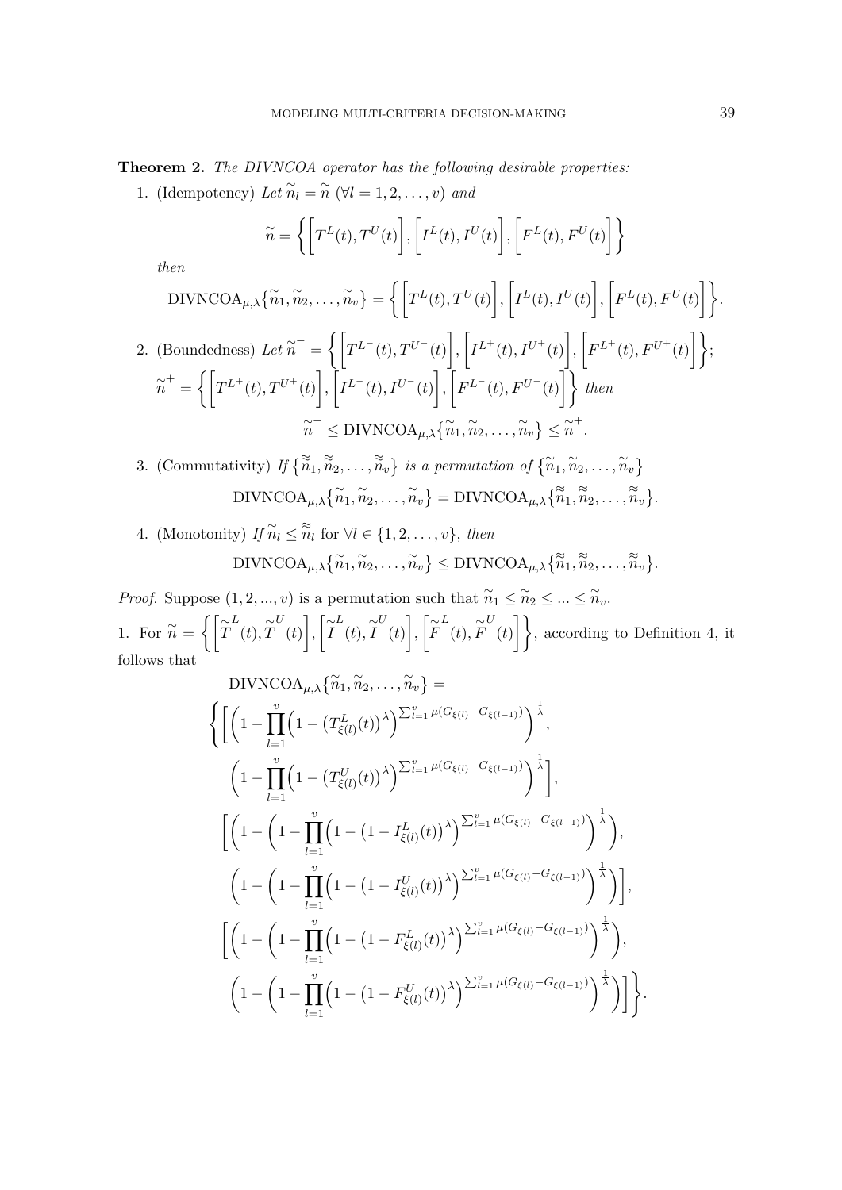**Theorem 2.** *The DIVNCOA operator has the following desirable properties:*

1. (Idempotency) *Let* $\widetilde{n}_l = \widetilde{n}$ $(\forall l = 1, 2, \ldots, v)$ *and*

$$\widetilde{n} = \left\{ \left[ T^L(t), T^U(t) \right], \left[ I^L(t), I^U(t) \right], \left[ F^L(t), F^U(t) \right] \right\}$$

*then*

$$\text{DIVNCOA}_{\mu,\lambda}\{\widetilde{n}_1, \widetilde{n}_2, \ldots, \widetilde{n}_v\} = \left\{ \left[ T^L(t), T^U(t) \right], \left[ I^L(t), I^U(t) \right], \left[ F^L(t), F^U(t) \right] \right\}.$$

2. (Boundedness) *Let* $\widetilde{n}^- = \left\{ \left[ T^{L^-}(t), T^{U^-}(t) \right], \left[ I^{L^+}(t), I^{U^+}(t) \right], \left[ F^{L^+}(t), F^{U^+}(t) \right] \right\}$; $\widetilde{n}^+ = \left\{ \left[ T^{L^+}(t), T^{U^+}(t) \right], \left[ I^{L^-}(t), I^{U^-}(t) \right], \left[ F^{L^-}(t), F^{U^-}(t) \right] \right\}$ *then*

$$\widetilde{n}^- \leq \text{DIVNCOA}_{\mu,\lambda}\{\widetilde{n}_1, \widetilde{n}_2, \ldots, \widetilde{n}_v\} \leq \widetilde{n}^+.$$

3. (Commutativity) *If* $\{\widetilde{\widetilde{n}}_1, \widetilde{\widetilde{n}}_2, \ldots, \widetilde{\widetilde{n}}_v\}$ *is a permutation of* $\{\widetilde{n}_1, \widetilde{n}_2, \ldots, \widetilde{n}_v\}$

$$\text{DIVNCOA}_{\mu,\lambda}\{\widetilde{n}_1, \widetilde{n}_2, \ldots, \widetilde{n}_v\} = \text{DIVNCOA}_{\mu,\lambda}\{\widetilde{\widetilde{n}}_1, \widetilde{\widetilde{n}}_2, \ldots, \widetilde{\widetilde{n}}_v\}.$$

4. (Monotonity) *If* $\widetilde{n}_l \leq \widetilde{\widetilde{n}}_l$ for $\forall l \in \{1, 2, \ldots, v\}$, *then*

$$\text{DIVNCOA}_{\mu,\lambda}\{\widetilde{n}_1, \widetilde{n}_2, \ldots, \widetilde{n}_v\} \leq \text{DIVNCOA}_{\mu,\lambda}\{\widetilde{\widetilde{n}}_1, \widetilde{\widetilde{n}}_2, \ldots, \widetilde{\widetilde{n}}_v\}.$$

*Proof.* Suppose $(1, 2, ..., v)$ is a permutation such that $\widetilde{n}_1 \leq \widetilde{n}_2 \leq ... \leq \widetilde{n}_v$.

1. For $\widetilde{n} = \left\{ \left[ \widetilde{T}^L(t), \widetilde{T}^U(t) \right], \left[ \widetilde{I}^L(t), \widetilde{I}^U(t) \right], \left[ \widetilde{F}^L(t), \widetilde{F}^U(t) \right] \right\}$, according to Definition 4, it follows that

$$\begin{aligned}
&\text{DIVNCOA}_{\mu,\lambda}\{\widetilde{n}_1, \widetilde{n}_2, \ldots, \widetilde{n}_v\} = \\
&\Bigg\{ \Bigg[ \Big( 1 - \prod_{l=1}^{v} \Big( 1 - \big( T^L_{\xi(l)}(t) \big)^\lambda \Big)^{\sum_{l=1}^{v} \mu(G_{\xi(l)} - G_{\xi(l-1)})} \Big)^{\frac{1}{\lambda}}, \\
&\quad \Big( 1 - \prod_{l=1}^{v} \Big( 1 - \big( T^U_{\xi(l)}(t) \big)^\lambda \Big)^{\sum_{l=1}^{v} \mu(G_{\xi(l)} - G_{\xi(l-1)})} \Big)^{\frac{1}{\lambda}} \Bigg], \\
&\Bigg[ \Bigg( 1 - \Big( 1 - \prod_{l=1}^{v} \Big( 1 - \big( 1 - I^L_{\xi(l)}(t) \big)^\lambda \Big)^{\sum_{l=1}^{v} \mu(G_{\xi(l)} - G_{\xi(l-1)})} \Big)^{\frac{1}{\lambda}} \Bigg), \\
&\quad \Bigg( 1 - \Big( 1 - \prod_{l=1}^{v} \Big( 1 - \big( 1 - I^U_{\xi(l)}(t) \big)^\lambda \Big)^{\sum_{l=1}^{v} \mu(G_{\xi(l)} - G_{\xi(l-1)})} \Big)^{\frac{1}{\lambda}} \Bigg) \Bigg], \\
&\Bigg[ \Bigg( 1 - \Big( 1 - \prod_{l=1}^{v} \Big( 1 - \big( 1 - F^L_{\xi(l)}(t) \big)^\lambda \Big)^{\sum_{l=1}^{v} \mu(G_{\xi(l)} - G_{\xi(l-1)})} \Big)^{\frac{1}{\lambda}} \Bigg), \\
&\quad \Bigg( 1 - \Big( 1 - \prod_{l=1}^{v} \Big( 1 - \big( 1 - F^U_{\xi(l)}(t) \big)^\lambda \Big)^{\sum_{l=1}^{v} \mu(G_{\xi(l)} - G_{\xi(l-1)})} \Big)^{\frac{1}{\lambda}} \Bigg) \Bigg] \Bigg\}.
\end{aligned}$$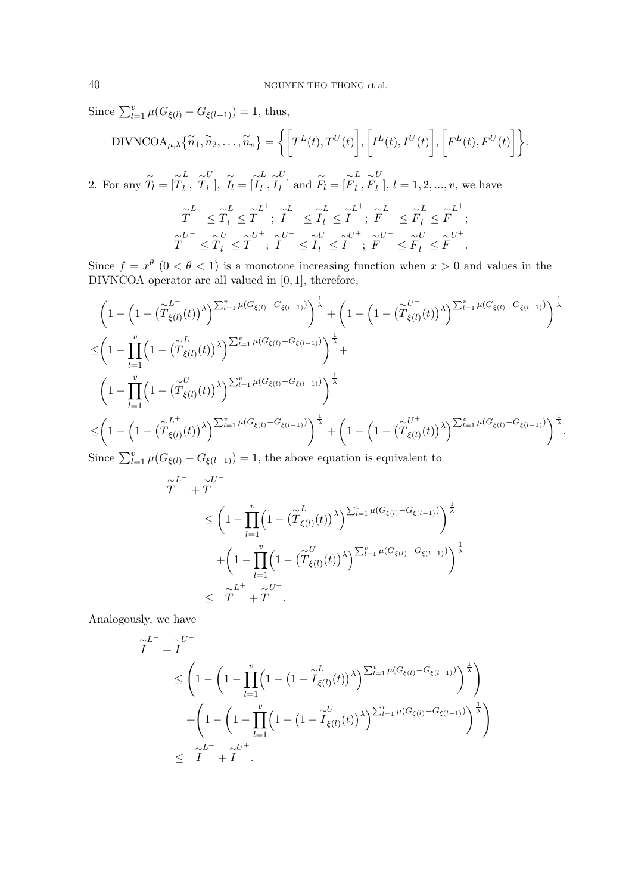Since $\sum_{l=1}^{v} \mu(G_{\xi(l)} - G_{\xi(l-1)}) = 1$, thus,

$$\mathrm{DIVNCOA}_{\mu,\lambda}\{\widetilde{n}_1, \widetilde{n}_2, \ldots, \widetilde{n}_v\} = \left\{ \left[T^L(t), T^U(t)\right], \left[I^L(t), I^U(t)\right], \left[F^L(t), F^U(t)\right] \right\}.$$

2. For any $\widetilde{T}_l = [\overset{\sim}{T}{}_l^L, \overset{\sim}{T}{}_l^U]$, $\widetilde{I}_l = [\overset{\sim}{I}{}_l^L, \overset{\sim}{I}{}_l^U]$ and $\widetilde{F}_l = [\overset{\sim}{F}{}_l^L, \overset{\sim}{F}{}_l^U]$, $l = 1, 2, ..., v$, we have

$$\overset{\sim}{T}{}^{L^-} \leq \overset{\sim}{T}{}_l^L \leq \overset{\sim}{T}{}^{L^+};\ \overset{\sim}{I}{}^{L^-} \leq \overset{\sim}{I}{}_l^L \leq \overset{\sim}{I}{}^{L^+};\ \overset{\sim}{F}{}^{L^-} \leq \overset{\sim}{F}{}_l^L \leq \overset{\sim}{F}{}^{L^+};$$
$$\overset{\sim}{T}{}^{U^-} \leq \overset{\sim}{T}{}_l^U \leq \overset{\sim}{T}{}^{U^+};\ \overset{\sim}{I}{}^{U^-} \leq \overset{\sim}{I}{}_l^U \leq \overset{\sim}{I}{}^{U^+};\ \overset{\sim}{F}{}^{U^-} \leq \overset{\sim}{F}{}_l^U \leq \overset{\sim}{F}{}^{U^+}.$$

Since $f = x^\theta$ $(0 < \theta < 1)$ is a monotone increasing function when $x > 0$ and values in the DIVNCOA operator are all valued in $[0, 1]$, therefore,

$$\begin{aligned}
&\left(1 - \left(1 - \big(\overset{\sim}{T}{}^{L^-}_{\xi(l)}(t)\big)^\lambda\right)^{\sum_{l=1}^{v} \mu(G_{\xi(l)} - G_{\xi(l-1)})}\right)^{\frac{1}{\lambda}} + \left(1 - \left(1 - \big(\overset{\sim}{T}{}^{U^-}_{\xi(l)}(t)\big)^\lambda\right)^{\sum_{l=1}^{v} \mu(G_{\xi(l)} - G_{\xi(l-1)})}\right)^{\frac{1}{\lambda}} \\
\leq &\left(1 - \prod_{l=1}^{v}\left(1 - \big(\overset{\sim}{T}{}^{L}_{\xi(l)}(t)\big)^\lambda\right)^{\sum_{l=1}^{v} \mu(G_{\xi(l)} - G_{\xi(l-1)})}\right)^{\frac{1}{\lambda}} + \\
&\left(1 - \prod_{l=1}^{v}\left(1 - \big(\overset{\sim}{T}{}^{U}_{\xi(l)}(t)\big)^\lambda\right)^{\sum_{l=1}^{v} \mu(G_{\xi(l)} - G_{\xi(l-1)})}\right)^{\frac{1}{\lambda}} \\
\leq &\left(1 - \left(1 - \big(\overset{\sim}{T}{}^{L^+}_{\xi(l)}(t)\big)^\lambda\right)^{\sum_{l=1}^{v} \mu(G_{\xi(l)} - G_{\xi(l-1)})}\right)^{\frac{1}{\lambda}} + \left(1 - \left(1 - \big(\overset{\sim}{T}{}^{U^+}_{\xi(l)}(t)\big)^\lambda\right)^{\sum_{l=1}^{v} \mu(G_{\xi(l)} - G_{\xi(l-1)})}\right)^{\frac{1}{\lambda}}.
\end{aligned}$$

Since $\sum_{l=1}^{v} \mu(G_{\xi(l)} - G_{\xi(l-1)}) = 1$, the above equation is equivalent to

$$\begin{aligned}
&\overset{\sim}{T}{}^{L^-} + \overset{\sim}{T}{}^{U^-} \\
&\quad \leq \left(1 - \prod_{l=1}^{v}\left(1 - \big(\overset{\sim}{T}{}^{L}_{\xi(l)}(t)\big)^\lambda\right)^{\sum_{l=1}^{v} \mu(G_{\xi(l)} - G_{\xi(l-1)})}\right)^{\frac{1}{\lambda}} \\
&\quad\quad + \left(1 - \prod_{l=1}^{v}\left(1 - \big(\overset{\sim}{T}{}^{U}_{\xi(l)}(t)\big)^\lambda\right)^{\sum_{l=1}^{v} \mu(G_{\xi(l)} - G_{\xi(l-1)})}\right)^{\frac{1}{\lambda}} \\
&\quad \leq \overset{\sim}{T}{}^{L^+} + \overset{\sim}{T}{}^{U^+}.
\end{aligned}$$

Analogously, we have

$$\begin{aligned}
&\overset{\sim}{I}{}^{L^-} + \overset{\sim}{I}{}^{U^-} \\
&\quad \leq \left(1 - \left(1 - \prod_{l=1}^{v}\left(1 - \big(1 - \overset{\sim}{I}{}^{L}_{\xi(l)}(t)\big)^\lambda\right)^{\sum_{l=1}^{v} \mu(G_{\xi(l)} - G_{\xi(l-1)})}\right)^{\frac{1}{\lambda}}\right) \\
&\quad\quad + \left(1 - \left(1 - \prod_{l=1}^{v}\left(1 - \big(1 - \overset{\sim}{I}{}^{U}_{\xi(l)}(t)\big)^\lambda\right)^{\sum_{l=1}^{v} \mu(G_{\xi(l)} - G_{\xi(l-1)})}\right)^{\frac{1}{\lambda}}\right) \\
&\quad \leq \overset{\sim}{I}{}^{L^+} + \overset{\sim}{I}{}^{U^+}.
\end{aligned}$$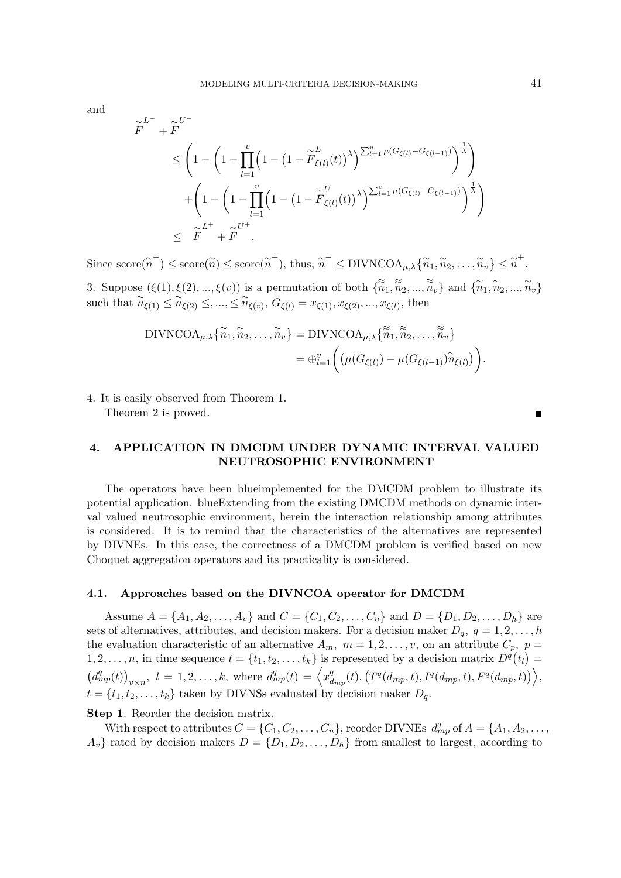and

$$
\begin{aligned}
&\overset{\sim}{F}^{L^-} + \overset{\sim}{F}^{U^-} \\
&\le \left(1-\left(1-\prod_{l=1}^{v}\Big(1-\big(1-\overset{\sim}{F}^{L}_{\xi(l)}(t)\big)^{\lambda}\Big)^{\sum_{l=1}^{v}\mu(G_{\xi(l)}-G_{\xi(l-1)})}\right)^{\frac{1}{\lambda}}\right) \\
&\quad+\left(1-\left(1-\prod_{l=1}^{v}\Big(1-\big(1-\overset{\sim}{F}^{U}_{\xi(l)}(t)\big)^{\lambda}\Big)^{\sum_{l=1}^{v}\mu(G_{\xi(l)}-G_{\xi(l-1)})}\right)^{\frac{1}{\lambda}}\right) \\
&\le \overset{\sim}{F}^{L^+} + \overset{\sim}{F}^{U^+}.
\end{aligned}
$$

Since $\text{score}(\widetilde{n}^-) \le \text{score}(\widetilde{n}) \le \text{score}(\widetilde{n}^+)$, thus, $\widetilde{n}^- \le \text{DIVNCOA}_{\mu,\lambda}\{\widetilde{n}_1, \widetilde{n}_2, \ldots, \widetilde{n}_v\} \le \widetilde{n}^+$.

3. Suppose $(\xi(1), \xi(2), ..., \xi(v))$ is a permutation of both $\{\widetilde{\widetilde{n}}_1, \widetilde{\widetilde{n}}_2, ..., \widetilde{\widetilde{n}}_v\}$ and $\{\widetilde{n}_1, \widetilde{n}_2, ..., \widetilde{n}_v\}$ such that $\widetilde{n}_{\xi(1)} \le \widetilde{n}_{\xi(2)} \le, ..., \le \widetilde{n}_{\xi(v)}$, $G_{\xi(l)} = x_{\xi(1)}, x_{\xi(2)}, ..., x_{\xi(l)}$, then

$$
\begin{aligned}
\text{DIVNCOA}_{\mu,\lambda}\{\widetilde{n}_1, \widetilde{n}_2, \ldots, \widetilde{n}_v\} &= \text{DIVNCOA}_{\mu,\lambda}\{\widetilde{\widetilde{n}}_1, \widetilde{\widetilde{n}}_2, \ldots, \widetilde{\widetilde{n}}_v\} \\
&= \oplus_{l=1}^{v}\bigg(\big(\mu(G_{\xi(l)}) - \mu(G_{\xi(l-1)})\widetilde{n}_{\xi(l)}\big)\bigg).
\end{aligned}
$$

4. It is easily observed from Theorem 1.
   Theorem 2 is proved. ■

## 4. APPLICATION IN DMCDM UNDER DYNAMIC INTERVAL VALUED NEUTROSOPHIC ENVIRONMENT

The operators have been blueimplemented for the DMCDM problem to illustrate its potential application. blueExtending from the existing DMCDM methods on dynamic interval valued neutrosophic environment, herein the interaction relationship among attributes is considered. It is to remind that the characteristics of the alternatives are represented by DIVNEs. In this case, the correctness of a DMCDM problem is verified based on new Choquet aggregation operators and its practicality is considered.

### 4.1. Approaches based on the DIVNCOA operator for DMCDM

Assume $A = \{A_1, A_2, \ldots, A_v\}$ and $C = \{C_1, C_2, \ldots, C_n\}$ and $D = \{D_1, D_2, \ldots, D_h\}$ are sets of alternatives, attributes, and decision makers. For a decision maker $D_q$, $q = 1, 2, \ldots, h$ the evaluation characteristic of an alternative $A_m$, $m = 1, 2, \ldots, v$, on an attribute $C_p$, $p = 1, 2, \ldots, n$, in time sequence $t = \{t_1, t_2, \ldots, t_k\}$ is represented by a decision matrix $D^q(t_l) = \big(d^q_{mp}(t)\big)_{v\times n}$, $l = 1, 2, \ldots, k$, where $d^q_{mp}(t) = \Big\langle x^q_{d_{mp}}(t), \big(T^q(d_{mp}, t), I^q(d_{mp}, t), F^q(d_{mp}, t)\big)\Big\rangle$, $t = \{t_1, t_2, \ldots, t_k\}$ taken by DIVNSs evaluated by decision maker $D_q$.

**Step 1**. Reorder the decision matrix.

With respect to attributes $C = \{C_1, C_2, \ldots, C_n\}$, reorder DIVNEs $d^q_{mp}$ of $A = \{A_1, A_2, \ldots, A_v\}$ rated by decision makers $D = \{D_1, D_2, \ldots, D_h\}$ from smallest to largest, according to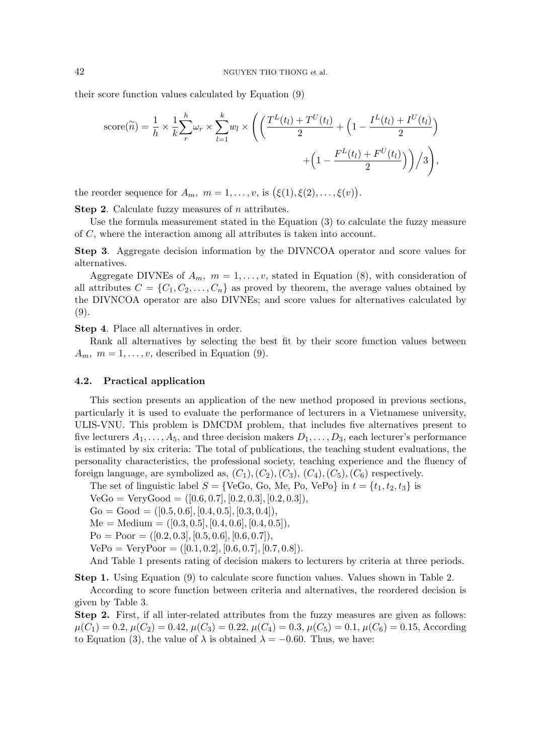their score function values calculated by Equation (9)

$$\text{score}(\widetilde{n}) = \frac{1}{h} \times \frac{1}{k}\sum_{r}^{h}\omega_r \times \sum_{l=1}^{k} w_l \times \left( \left( \frac{T^L(t_l) + T^U(t_l)}{2} + \left(1 - \frac{I^L(t_l) + I^U(t_l)}{2}\right) + \left(1 - \frac{F^L(t_l) + F^U(t_l)}{2}\right) \right) \Big/ 3 \right),$$

the reorder sequence for $A_m,\ m = 1, \ldots, v$, is $\big(\xi(1), \xi(2), \ldots, \xi(v)\big)$.

**Step 2**. Calculate fuzzy measures of $n$ attributes.

Use the formula measurement stated in the Equation (3) to calculate the fuzzy measure of $C$, where the interaction among all attributes is taken into account.

**Step 3**. Aggregate decision information by the DIVNCOA operator and score values for alternatives.

Aggregate DIVNEs of $A_m,\ m = 1, \ldots, v$, stated in Equation (8), with consideration of all attributes $C = \{C_1, C_2, \ldots, C_n\}$ as proved by theorem, the average values obtained by the DIVNCOA operator are also DIVNEs; and score values for alternatives calculated by (9).

**Step 4**. Place all alternatives in order.

Rank all alternatives by selecting the best fit by their score function values between $A_m,\ m = 1, \ldots, v$, described in Equation (9).

### 4.2. Practical application

This section presents an application of the new method proposed in previous sections, particularly it is used to evaluate the performance of lecturers in a Vietnamese university, ULIS-VNU. This problem is DMCDM problem, that includes five alternatives present to five lecturers $A_1, \ldots, A_5$, and three decision makers $D_1, \ldots, D_3$, each lecturer's performance is estimated by six criteria: The total of publications, the teaching student evaluations, the personality characteristics, the professional society, teaching experience and the fluency of foreign language, are symbolized as, $(C_1), (C_2), (C_3), (C_4), (C_5), (C_6)$ respectively.

The set of linguistic label $S = \{\text{VeGo, Go, Me, Po, VePo}\}$ in $t = \{t_1, t_2, t_3\}$ is

VeGo = VeryGood = $([0.6, 0.7], [0.2, 0.3], [0.2, 0.3])$,

Go = Good = $([0.5, 0.6], [0.4, 0.5], [0.3, 0.4])$,

Me = Medium = $([0.3, 0.5], [0.4, 0.6], [0.4, 0.5])$,

Po = Poor = $([0.2, 0.3], [0.5, 0.6], [0.6, 0.7])$,

VePo = VeryPoor = $([0.1, 0.2], [0.6, 0.7], [0.7, 0.8])$.

And Table 1 presents rating of decision makers to lecturers by criteria at three periods.

**Step 1.** Using Equation (9) to calculate score function values. Values shown in Table 2.

According to score function between criteria and alternatives, the reordered decision is given by Table 3.

**Step 2.** First, if all inter-related attributes from the fuzzy measures are given as follows: $\mu(C_1) = 0.2$, $\mu(C_2) = 0.42$, $\mu(C_3) = 0.22$, $\mu(C_4) = 0.3$, $\mu(C_5) = 0.1$, $\mu(C_6) = 0.15$, According to Equation (3), the value of $\lambda$ is obtained $\lambda = -0.60$. Thus, we have: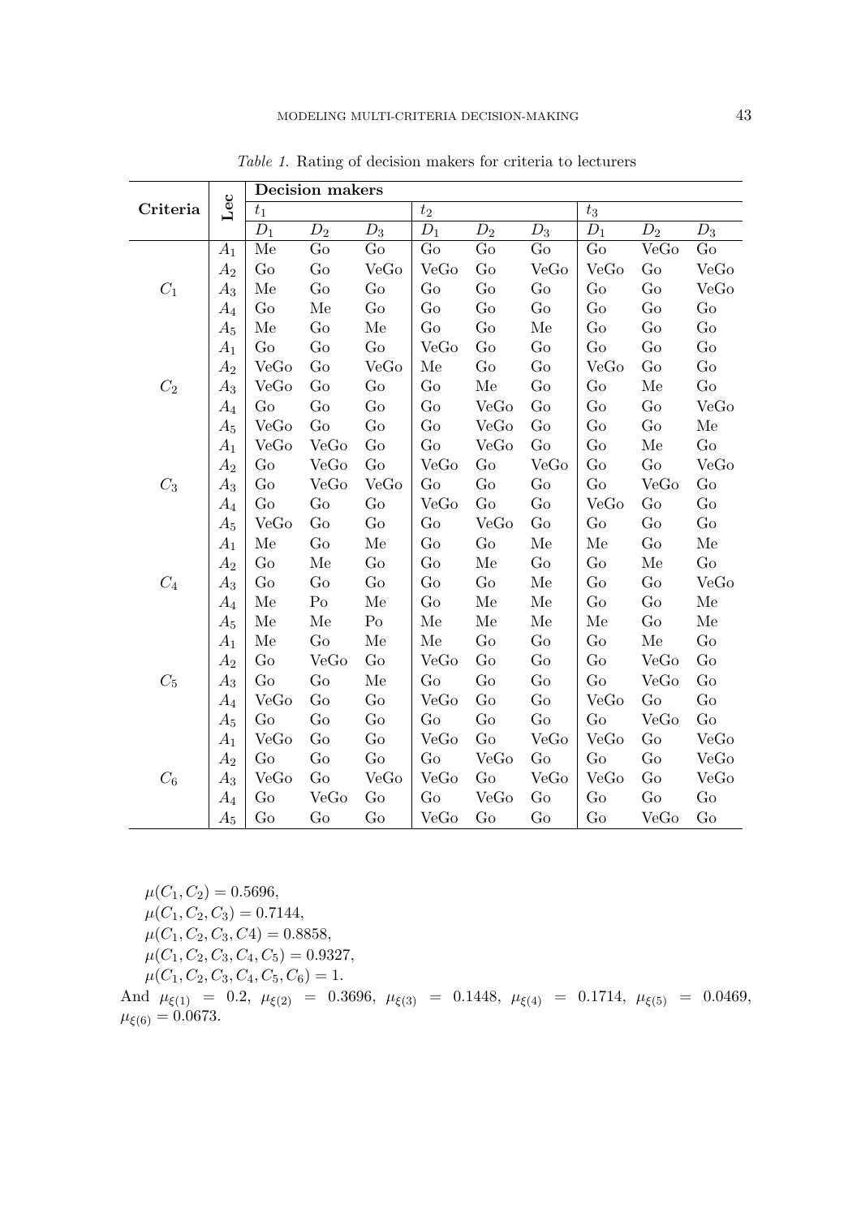*Table 1.* Rating of decision makers for criteria to lecturers

| **Criteria** | **Lec** | **Decision makers** | | | | | | | | |
|---|---|---|---|---|---|---|---|---|---|---|
| | | $t_1$ | | | $t_2$ | | | $t_3$ | | |
| | | $D_1$ | $D_2$ | $D_3$ | $D_1$ | $D_2$ | $D_3$ | $D_1$ | $D_2$ | $D_3$ |
| $C_1$ | $A_1$ | Me | Go | Go | Go | Go | Go | Go | VeGo | Go |
| | $A_2$ | Go | Go | VeGo | VeGo | Go | VeGo | VeGo | Go | VeGo |
| | $A_3$ | Me | Go | Go | Go | Go | Go | Go | Go | VeGo |
| | $A_4$ | Go | Me | Go | Go | Go | Go | Go | Go | Go |
| | $A_5$ | Me | Go | Me | Go | Go | Me | Go | Go | Go |
| $C_2$ | $A_1$ | Go | Go | Go | VeGo | Go | Go | Go | Go | Go |
| | $A_2$ | VeGo | Go | VeGo | Me | Go | Go | VeGo | Go | Go |
| | $A_3$ | VeGo | Go | Go | Go | Me | Go | Go | Me | Go |
| | $A_4$ | Go | Go | Go | Go | VeGo | Go | Go | Go | VeGo |
| | $A_5$ | VeGo | Go | Go | Go | VeGo | Go | Go | Go | Me |
| $C_3$ | $A_1$ | VeGo | VeGo | Go | Go | VeGo | Go | Go | Me | Go |
| | $A_2$ | Go | VeGo | Go | VeGo | Go | VeGo | Go | Go | VeGo |
| | $A_3$ | Go | VeGo | VeGo | Go | Go | Go | Go | VeGo | Go |
| | $A_4$ | Go | Go | Go | VeGo | Go | Go | VeGo | Go | Go |
| | $A_5$ | VeGo | Go | Go | Go | VeGo | Go | Go | Go | Go |
| $C_4$ | $A_1$ | Me | Go | Me | Go | Go | Me | Me | Go | Me |
| | $A_2$ | Go | Me | Go | Go | Me | Go | Go | Me | Go |
| | $A_3$ | Go | Go | Go | Go | Go | Me | Go | Go | VeGo |
| | $A_4$ | Me | Po | Me | Go | Me | Me | Go | Go | Me |
| | $A_5$ | Me | Me | Po | Me | Me | Me | Me | Go | Me |
| $C_5$ | $A_1$ | Me | Go | Me | Me | Go | Go | Go | Me | Go |
| | $A_2$ | Go | VeGo | Go | VeGo | Go | Go | Go | VeGo | Go |
| | $A_3$ | Go | Go | Me | Go | Go | Go | Go | VeGo | Go |
| | $A_4$ | VeGo | Go | Go | VeGo | Go | Go | VeGo | Go | Go |
| | $A_5$ | Go | Go | Go | Go | Go | Go | Go | VeGo | Go |
| $C_6$ | $A_1$ | VeGo | Go | Go | VeGo | Go | VeGo | VeGo | Go | VeGo |
| | $A_2$ | Go | Go | Go | Go | VeGo | Go | Go | Go | VeGo |
| | $A_3$ | VeGo | Go | VeGo | VeGo | Go | VeGo | VeGo | Go | VeGo |
| | $A_4$ | Go | VeGo | Go | Go | VeGo | Go | Go | Go | Go |
| | $A_5$ | Go | Go | Go | VeGo | Go | Go | Go | VeGo | Go |

$\mu(C_1, C_2) = 0.5696$,
$\mu(C_1, C_2, C_3) = 0.7144$,
$\mu(C_1, C_2, C_3, C4) = 0.8858$,
$\mu(C_1, C_2, C_3, C_4, C_5) = 0.9327$,
$\mu(C_1, C_2, C_3, C_4, C_5, C_6) = 1$.

And $\mu_{\xi(1)} = 0.2$, $\mu_{\xi(2)} = 0.3696$, $\mu_{\xi(3)} = 0.1448$, $\mu_{\xi(4)} = 0.1714$, $\mu_{\xi(5)} = 0.0469$, $\mu_{\xi(6)} = 0.0673$.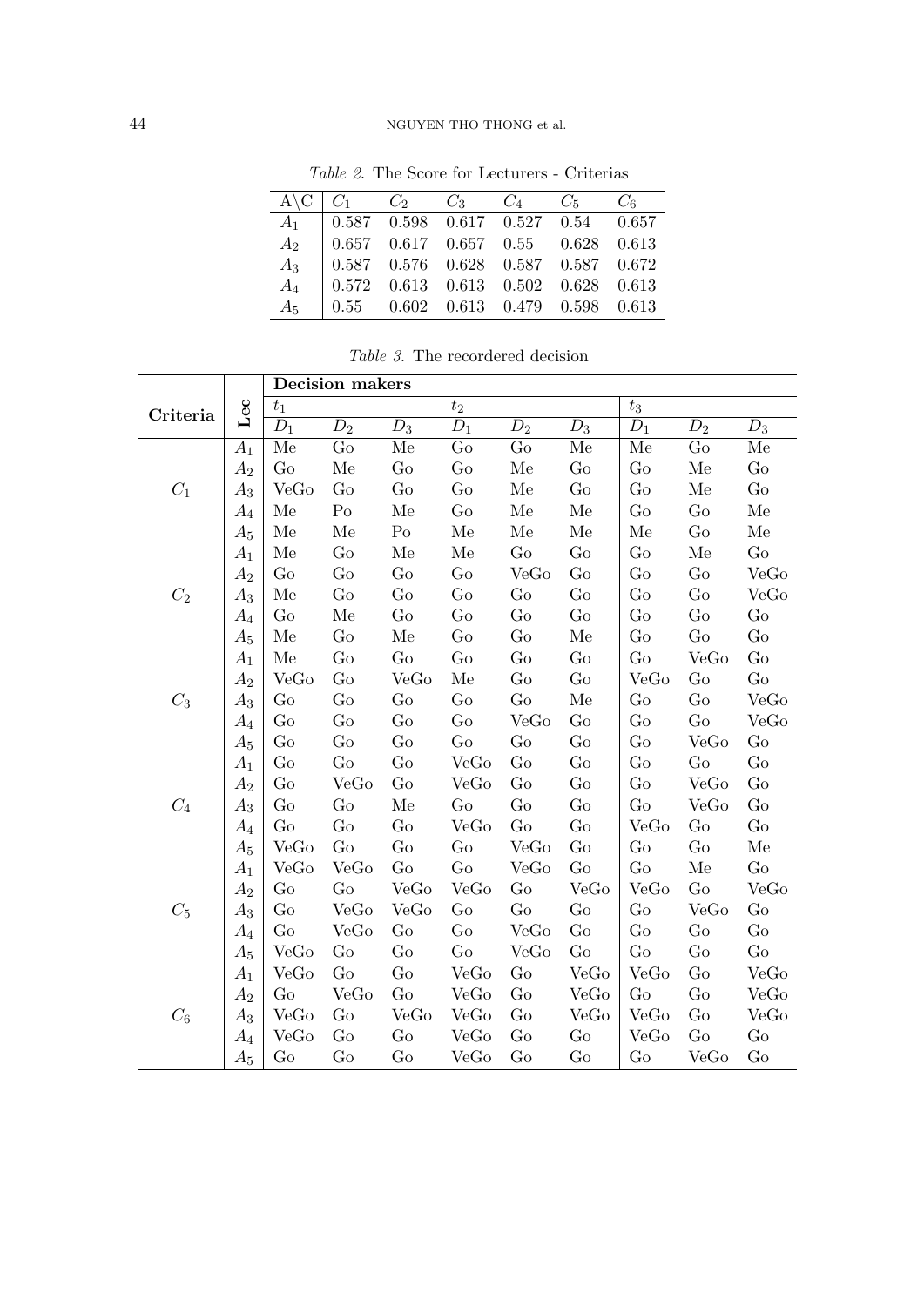*Table 2.* The Score for Lecturers - Criterias

| A\C | $C_1$ | $C_2$ | $C_3$ | $C_4$ | $C_5$ | $C_6$ |
|---|---|---|---|---|---|---|
| $A_1$ | 0.587 | 0.598 | 0.617 | 0.527 | 0.54 | 0.657 |
| $A_2$ | 0.657 | 0.617 | 0.657 | 0.55 | 0.628 | 0.613 |
| $A_3$ | 0.587 | 0.576 | 0.628 | 0.587 | 0.587 | 0.672 |
| $A_4$ | 0.572 | 0.613 | 0.613 | 0.502 | 0.628 | 0.613 |
| $A_5$ | 0.55 | 0.602 | 0.613 | 0.479 | 0.598 | 0.613 |

*Table 3.* The recordered decision

| **Criteria** | **Lec** | **Decision makers** | | | | | | | | |
|---|---|---|---|---|---|---|---|---|---|---|
| | | $t_1$ | | | $t_2$ | | | $t_3$ | | |
| | | $D_1$ | $D_2$ | $D_3$ | $D_1$ | $D_2$ | $D_3$ | $D_1$ | $D_2$ | $D_3$ |
| $C_1$ | $A_1$ | Me | Go | Me | Go | Go | Me | Me | Go | Me |
| | $A_2$ | Go | Me | Go | Go | Me | Go | Go | Me | Go |
| | $A_3$ | VeGo | Go | Go | Go | Me | Go | Go | Me | Go |
| | $A_4$ | Me | Po | Me | Go | Me | Me | Go | Go | Me |
| | $A_5$ | Me | Me | Po | Me | Me | Me | Me | Go | Me |
| $C_2$ | $A_1$ | Me | Go | Me | Me | Go | Go | Go | Me | Go |
| | $A_2$ | Go | Go | Go | Go | VeGo | Go | Go | Go | VeGo |
| | $A_3$ | Me | Go | Go | Go | Go | Go | Go | Go | VeGo |
| | $A_4$ | Go | Me | Go | Go | Go | Go | Go | Go | Go |
| | $A_5$ | Me | Go | Me | Go | Go | Me | Go | Go | Go |
| $C_3$ | $A_1$ | Me | Go | Go | Go | Go | Go | Go | VeGo | Go |
| | $A_2$ | VeGo | Go | VeGo | Me | Go | Go | VeGo | Go | Go |
| | $A_3$ | Go | Go | Go | Go | Go | Me | Go | Go | VeGo |
| | $A_4$ | Go | Go | Go | Go | VeGo | Go | Go | Go | VeGo |
| | $A_5$ | Go | Go | Go | Go | Go | Go | Go | VeGo | Go |
| $C_4$ | $A_1$ | Go | Go | Go | VeGo | Go | Go | Go | Go | Go |
| | $A_2$ | Go | VeGo | Go | VeGo | Go | Go | Go | VeGo | Go |
| | $A_3$ | Go | Go | Me | Go | Go | Go | Go | VeGo | Go |
| | $A_4$ | Go | Go | Go | VeGo | Go | Go | VeGo | Go | Go |
| | $A_5$ | VeGo | Go | Go | Go | VeGo | Go | Go | Go | Me |
| $C_5$ | $A_1$ | VeGo | VeGo | Go | Go | VeGo | Go | Go | Me | Go |
| | $A_2$ | Go | Go | VeGo | VeGo | Go | VeGo | VeGo | Go | VeGo |
| | $A_3$ | Go | VeGo | VeGo | Go | Go | Go | Go | VeGo | Go |
| | $A_4$ | Go | VeGo | Go | Go | VeGo | Go | Go | Go | Go |
| | $A_5$ | VeGo | Go | Go | Go | VeGo | Go | Go | Go | Go |
| $C_6$ | $A_1$ | VeGo | Go | Go | VeGo | Go | VeGo | VeGo | Go | VeGo |
| | $A_2$ | Go | VeGo | Go | VeGo | Go | VeGo | Go | Go | VeGo |
| | $A_3$ | VeGo | Go | VeGo | VeGo | Go | VeGo | VeGo | Go | VeGo |
| | $A_4$ | VeGo | Go | Go | VeGo | Go | Go | VeGo | Go | Go |
| | $A_5$ | Go | Go | Go | VeGo | Go | Go | Go | VeGo | Go |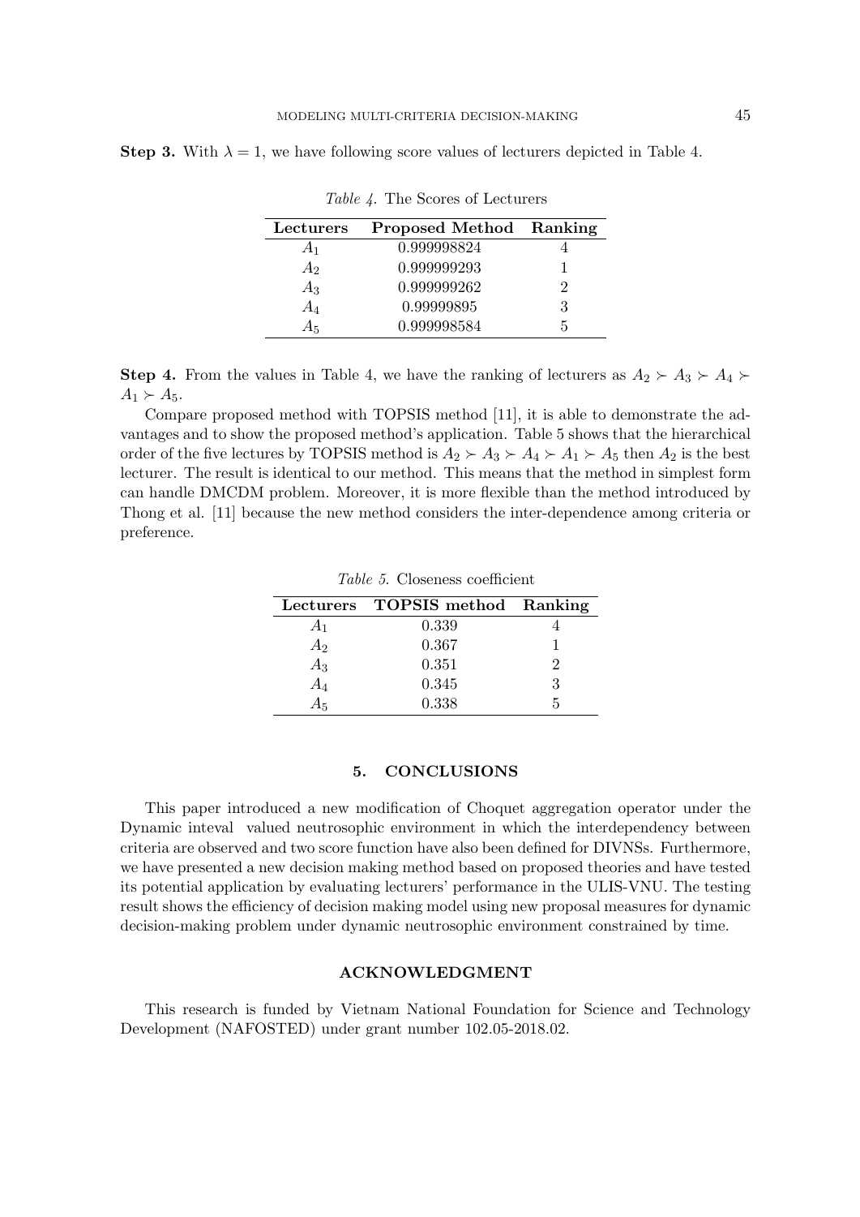**Step 3.** With $\lambda = 1$, we have following score values of lecturers depicted in Table 4.

*Table 4.* The Scores of Lecturers

| **Lecturers** | **Proposed Method** | **Ranking** |
|---|---|---|
| $A_1$ | 0.999998824 | 4 |
| $A_2$ | 0.999999293 | 1 |
| $A_3$ | 0.999999262 | 2 |
| $A_4$ | 0.99999895 | 3 |
| $A_5$ | 0.999998584 | 5 |

**Step 4.** From the values in Table 4, we have the ranking of lecturers as $A_2 \succ A_3 \succ A_4 \succ A_1 \succ A_5$.

Compare proposed method with TOPSIS method [11], it is able to demonstrate the advantages and to show the proposed method's application. Table 5 shows that the hierarchical order of the five lectures by TOPSIS method is $A_2 \succ A_3 \succ A_4 \succ A_1 \succ A_5$ then $A_2$ is the best lecturer. The result is identical to our method. This means that the method in simplest form can handle DMCDM problem. Moreover, it is more flexible than the method introduced by Thong et al. [11] because the new method considers the inter-dependence among criteria or preference.

*Table 5.* Closeness coefficient

| **Lecturers** | **TOPSIS method** | **Ranking** |
|---|---|---|
| $A_1$ | 0.339 | 4 |
| $A_2$ | 0.367 | 1 |
| $A_3$ | 0.351 | 2 |
| $A_4$ | 0.345 | 3 |
| $A_5$ | 0.338 | 5 |

## 5. CONCLUSIONS

This paper introduced a new modification of Choquet aggregation operator under the Dynamic inteval valued neutrosophic environment in which the interdependency between criteria are observed and two score function have also been defined for DIVNSs. Furthermore, we have presented a new decision making method based on proposed theories and have tested its potential application by evaluating lecturers' performance in the ULIS-VNU. The testing result shows the efficiency of decision making model using new proposal measures for dynamic decision-making problem under dynamic neutrosophic environment constrained by time.

## ACKNOWLEDGMENT

This research is funded by Vietnam National Foundation for Science and Technology Development (NAFOSTED) under grant number 102.05-2018.02.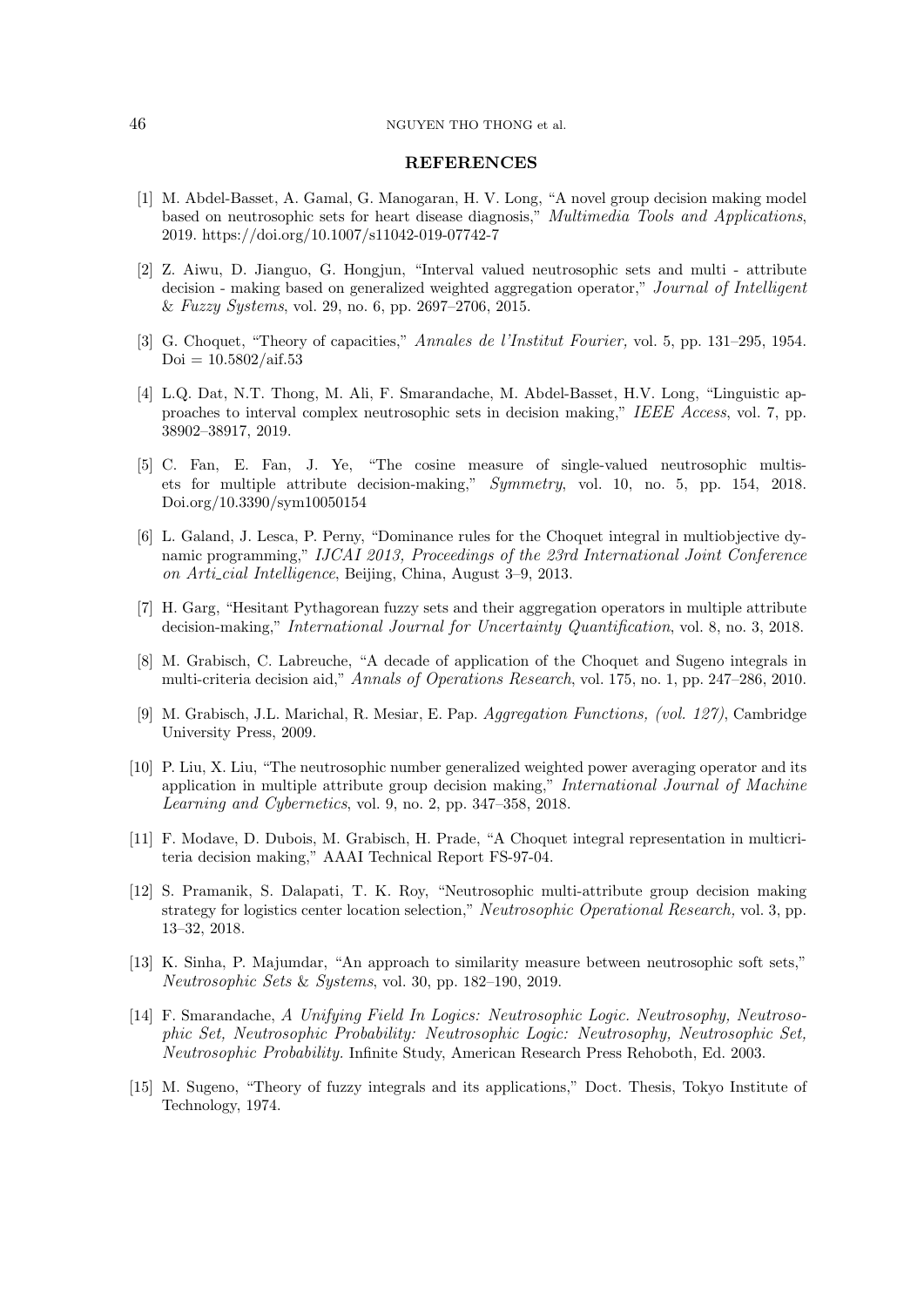## REFERENCES

[1] M. Abdel-Basset, A. Gamal, G. Manogaran, H. V. Long, "A novel group decision making model based on neutrosophic sets for heart disease diagnosis," *Multimedia Tools and Applications*, 2019. https://doi.org/10.1007/s11042-019-07742-7

[2] Z. Aiwu, D. Jianguo, G. Hongjun, "Interval valued neutrosophic sets and multi - attribute decision - making based on generalized weighted aggregation operator," *Journal of Intelligent & Fuzzy Systems*, vol. 29, no. 6, pp. 2697–2706, 2015.

[3] G. Choquet, "Theory of capacities," *Annales de l'Institut Fourier,* vol. 5, pp. 131–295, 1954. Doi = 10.5802/aif.53

[4] L.Q. Dat, N.T. Thong, M. Ali, F. Smarandache, M. Abdel-Basset, H.V. Long, "Linguistic approaches to interval complex neutrosophic sets in decision making," *IEEE Access*, vol. 7, pp. 38902–38917, 2019.

[5] C. Fan, E. Fan, J. Ye, "The cosine measure of single-valued neutrosophic multisets for multiple attribute decision-making," *Symmetry*, vol. 10, no. 5, pp. 154, 2018. Doi.org/10.3390/sym10050154

[6] L. Galand, J. Lesca, P. Perny, "Dominance rules for the Choquet integral in multiobjective dynamic programming," *IJCAI 2013, Proceedings of the 23rd International Joint Conference on Arti_cial Intelligence*, Beijing, China, August 3–9, 2013.

[7] H. Garg, "Hesitant Pythagorean fuzzy sets and their aggregation operators in multiple attribute decision-making," *International Journal for Uncertainty Quantification*, vol. 8, no. 3, 2018.

[8] M. Grabisch, C. Labreuche, "A decade of application of the Choquet and Sugeno integrals in multi-criteria decision aid," *Annals of Operations Research*, vol. 175, no. 1, pp. 247–286, 2010.

[9] M. Grabisch, J.L. Marichal, R. Mesiar, E. Pap. *Aggregation Functions, (vol. 127)*, Cambridge University Press, 2009.

[10] P. Liu, X. Liu, "The neutrosophic number generalized weighted power averaging operator and its application in multiple attribute group decision making," *International Journal of Machine Learning and Cybernetics*, vol. 9, no. 2, pp. 347–358, 2018.

[11] F. Modave, D. Dubois, M. Grabisch, H. Prade, "A Choquet integral representation in multicriteria decision making," AAAI Technical Report FS-97-04.

[12] S. Pramanik, S. Dalapati, T. K. Roy, "Neutrosophic multi-attribute group decision making strategy for logistics center location selection," *Neutrosophic Operational Research,* vol. 3, pp. 13–32, 2018.

[13] K. Sinha, P. Majumdar, "An approach to similarity measure between neutrosophic soft sets," *Neutrosophic Sets & Systems*, vol. 30, pp. 182–190, 2019.

[14] F. Smarandache, *A Unifying Field In Logics: Neutrosophic Logic. Neutrosophy, Neutrosophic Set, Neutrosophic Probability: Neutrosophic Logic: Neutrosophy, Neutrosophic Set, Neutrosophic Probability.* Infinite Study, American Research Press Rehoboth, Ed. 2003.

[15] M. Sugeno, "Theory of fuzzy integrals and its applications," Doct. Thesis, Tokyo Institute of Technology, 1974.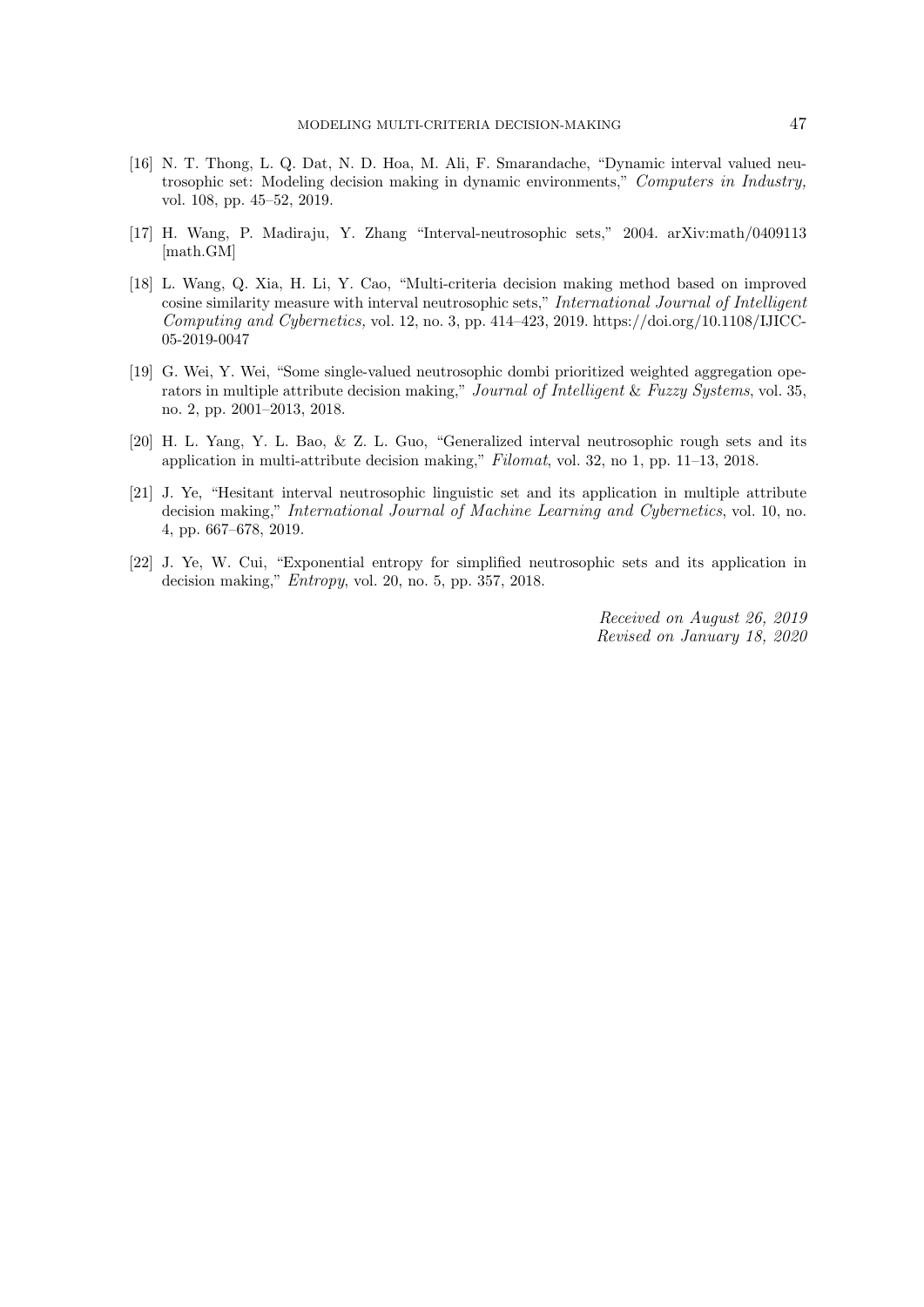[16] N. T. Thong, L. Q. Dat, N. D. Hoa, M. Ali, F. Smarandache, "Dynamic interval valued neutrosophic set: Modeling decision making in dynamic environments," *Computers in Industry,* vol. 108, pp. 45–52, 2019.

[17] H. Wang, P. Madiraju, Y. Zhang "Interval-neutrosophic sets," 2004. arXiv:math/0409113 [math.GM]

[18] L. Wang, Q. Xia, H. Li, Y. Cao, "Multi-criteria decision making method based on improved cosine similarity measure with interval neutrosophic sets," *International Journal of Intelligent Computing and Cybernetics,* vol. 12, no. 3, pp. 414–423, 2019. https://doi.org/10.1108/IJICC-05-2019-0047

[19] G. Wei, Y. Wei, "Some single-valued neutrosophic dombi prioritized weighted aggregation operators in multiple attribute decision making," *Journal of Intelligent* & *Fuzzy Systems*, vol. 35, no. 2, pp. 2001–2013, 2018.

[20] H. L. Yang, Y. L. Bao, & Z. L. Guo, "Generalized interval neutrosophic rough sets and its application in multi-attribute decision making," *Filomat*, vol. 32, no 1, pp. 11–13, 2018.

[21] J. Ye, "Hesitant interval neutrosophic linguistic set and its application in multiple attribute decision making," *International Journal of Machine Learning and Cybernetics*, vol. 10, no. 4, pp. 667–678, 2019.

[22] J. Ye, W. Cui, "Exponential entropy for simplified neutrosophic sets and its application in decision making," *Entropy*, vol. 20, no. 5, pp. 357, 2018.

*Received on August 26, 2019*
*Revised on January 18, 2020*